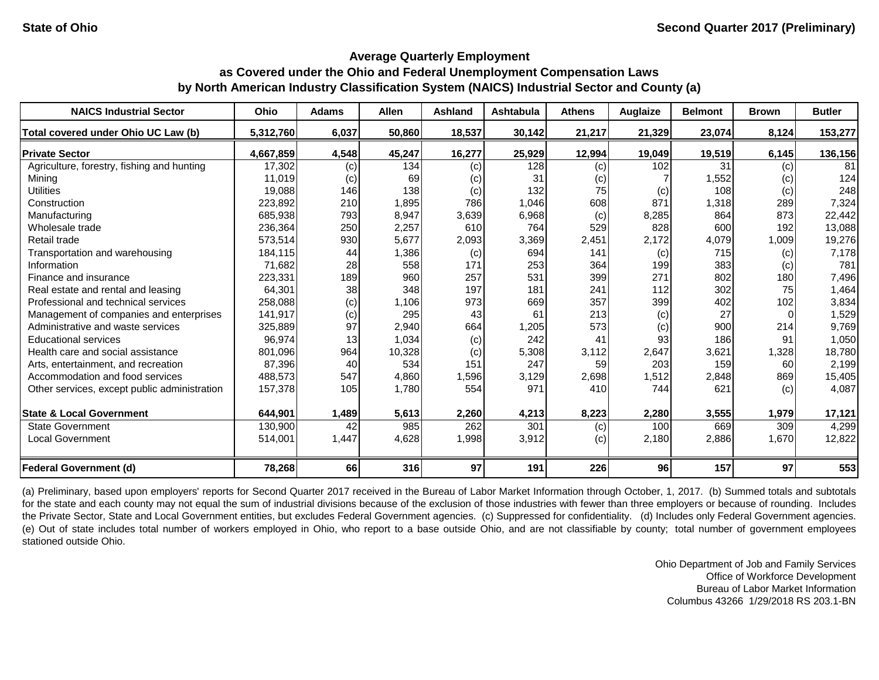State of Ohio | Second Quarter 2017 (Preliminary)

## Average Quarterly Employment as Covered under the Ohio and Federal Unemployment Compensation Laws by North American Industry Classification System (NAICS) Industrial Sector and County (a)

| NAICS Industrial Sector | Ohio | Adams | Allen | Ashland | Ashtabula | Athens | Auglaize | Belmont | Brown | Butler |
|---|---|---|---|---|---|---|---|---|---|---|
| **Total covered under Ohio UC Law (b)** | **5,312,760** | **6,037** | **50,860** | **18,537** | **30,142** | **21,217** | **21,329** | **23,074** | **8,124** | **153,277** |
| **Private Sector** | **4,667,859** | **4,548** | **45,247** | **16,277** | **25,929** | **12,994** | **19,049** | **19,519** | **6,145** | **136,156** |
| Agriculture, forestry, fishing and hunting | 17,302 | (c) | 134 | (c) | 128 | (c) | 102 | 31 | (c) | 81 |
| Mining | 11,019 | (c) | 69 | (c) | 31 | (c) | 7 | 1,552 | (c) | 124 |
| Utilities | 19,088 | 146 | 138 | (c) | 132 | 75 | (c) | 108 | (c) | 248 |
| Construction | 223,892 | 210 | 1,895 | 786 | 1,046 | 608 | 871 | 1,318 | 289 | 7,324 |
| Manufacturing | 685,938 | 793 | 8,947 | 3,639 | 6,968 | (c) | 8,285 | 864 | 873 | 22,442 |
| Wholesale trade | 236,364 | 250 | 2,257 | 610 | 764 | 529 | 828 | 600 | 192 | 13,088 |
| Retail trade | 573,514 | 930 | 5,677 | 2,093 | 3,369 | 2,451 | 2,172 | 4,079 | 1,009 | 19,276 |
| Transportation and warehousing | 184,115 | 44 | 1,386 | (c) | 694 | 141 | (c) | 715 | (c) | 7,178 |
| Information | 71,682 | 28 | 558 | 171 | 253 | 364 | 199 | 383 | (c) | 781 |
| Finance and insurance | 223,331 | 189 | 960 | 257 | 531 | 399 | 271 | 802 | 180 | 7,496 |
| Real estate and rental and leasing | 64,301 | 38 | 348 | 197 | 181 | 241 | 112 | 302 | 75 | 1,464 |
| Professional and technical services | 258,088 | (c) | 1,106 | 973 | 669 | 357 | 399 | 402 | 102 | 3,834 |
| Management of companies and enterprises | 141,917 | (c) | 295 | 43 | 61 | 213 | (c) | 27 | 0 | 1,529 |
| Administrative and waste services | 325,889 | 97 | 2,940 | 664 | 1,205 | 573 | (c) | 900 | 214 | 9,769 |
| Educational services | 96,974 | 13 | 1,034 | (c) | 242 | 41 | 93 | 186 | 91 | 1,050 |
| Health care and social assistance | 801,096 | 964 | 10,328 | (c) | 5,308 | 3,112 | 2,647 | 3,621 | 1,328 | 18,780 |
| Arts, entertainment, and recreation | 87,396 | 40 | 534 | 151 | 247 | 59 | 203 | 159 | 60 | 2,199 |
| Accommodation and food services | 488,573 | 547 | 4,860 | 1,596 | 3,129 | 2,698 | 1,512 | 2,848 | 869 | 15,405 |
| Other services, except public administration | 157,378 | 105 | 1,780 | 554 | 971 | 410 | 744 | 621 | (c) | 4,087 |
| **State & Local Government** | **644,901** | **1,489** | **5,613** | **2,260** | **4,213** | **8,223** | **2,280** | **3,555** | **1,979** | **17,121** |
| State Government | 130,900 | 42 | 985 | 262 | 301 | (c) | 100 | 669 | 309 | 4,299 |
| Local Government | 514,001 | 1,447 | 4,628 | 1,998 | 3,912 | (c) | 2,180 | 2,886 | 1,670 | 12,822 |
| **Federal Government (d)** | **78,268** | **66** | **316** | **97** | **191** | **226** | **96** | **157** | **97** | **553** |

(a) Preliminary, based upon employers' reports for Second Quarter 2017 received in the Bureau of Labor Market Information through October, 1, 2017. (b) Summed totals and subtotals for the state and each county may not equal the sum of industrial divisions because of the exclusion of those industries with fewer than three employers or because of rounding. Includes the Private Sector, State and Local Government entities, but excludes Federal Government agencies. (c) Suppressed for confidentiality. (d) Includes only Federal Government agencies. (e) Out of state includes total number of workers employed in Ohio, who report to a base outside Ohio, and are not classifiable by county; total number of government employees stationed outside Ohio.

Ohio Department of Job and Family Services
Office of Workforce Development
Bureau of Labor Market Information
Columbus 43266 1/29/2018 RS 203.1-BN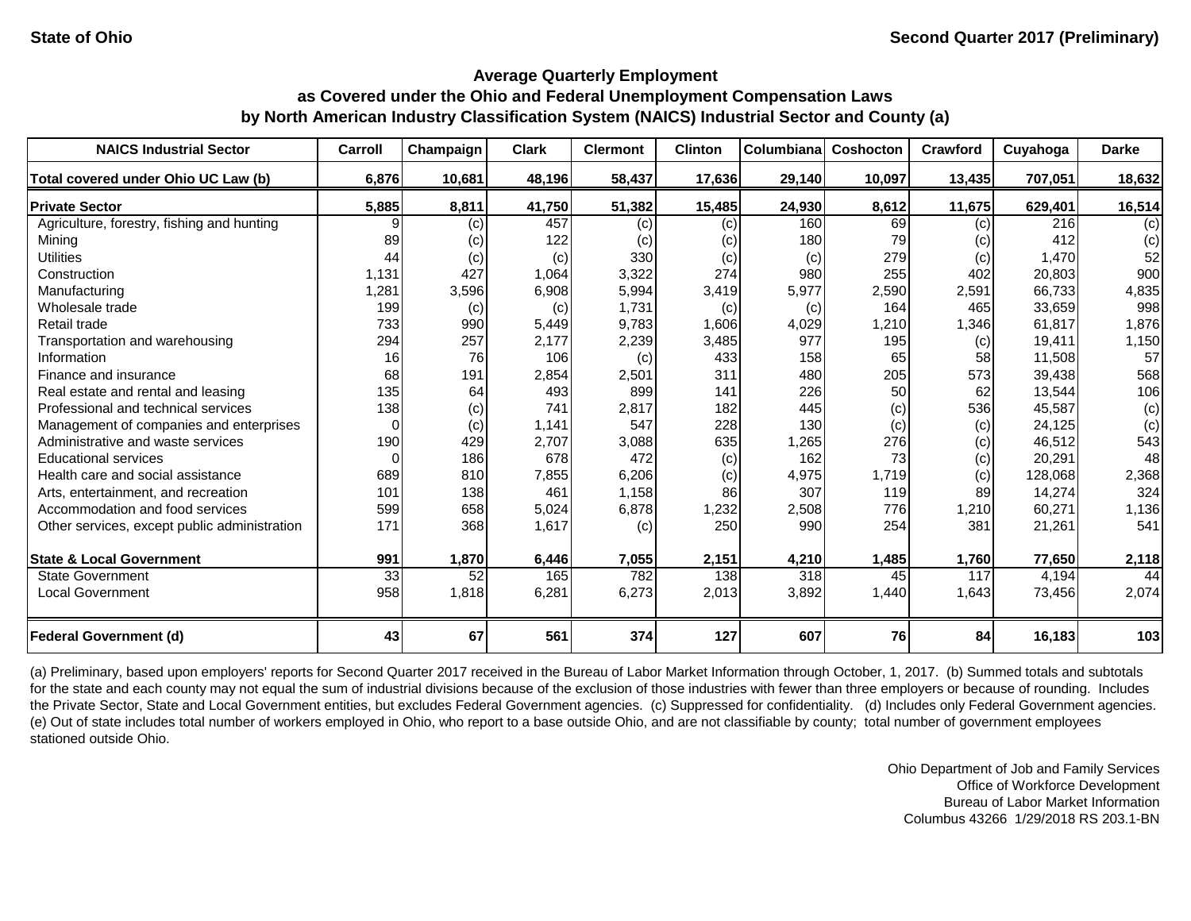**State of Ohio** **Second Quarter 2017 (Preliminary)**

## Average Quarterly Employment
## as Covered under the Ohio and Federal Unemployment Compensation Laws
## by North American Industry Classification System (NAICS) Industrial Sector and County (a)

| NAICS Industrial Sector | Carroll | Champaign | Clark | Clermont | Clinton | Columbiana | Coshocton | Crawford | Cuyahoga | Darke |
|---|---|---|---|---|---|---|---|---|---|---|
| **Total covered under Ohio UC Law (b)** | **6,876** | **10,681** | **48,196** | **58,437** | **17,636** | **29,140** | **10,097** | **13,435** | **707,051** | **18,632** |
| **Private Sector** | **5,885** | **8,811** | **41,750** | **51,382** | **15,485** | **24,930** | **8,612** | **11,675** | **629,401** | **16,514** |
| Agriculture, forestry, fishing and hunting | 9 | (c) | 457 | (c) | (c) | 160 | 69 | (c) | 216 | (c) |
| Mining | 89 | (c) | 122 | (c) | (c) | 180 | 79 | (c) | 412 | (c) |
| Utilities | 44 | (c) | (c) | 330 | (c) | (c) | 279 | (c) | 1,470 | 52 |
| Construction | 1,131 | 427 | 1,064 | 3,322 | 274 | 980 | 255 | 402 | 20,803 | 900 |
| Manufacturing | 1,281 | 3,596 | 6,908 | 5,994 | 3,419 | 5,977 | 2,590 | 2,591 | 66,733 | 4,835 |
| Wholesale trade | 199 | (c) | (c) | 1,731 | (c) | (c) | 164 | 465 | 33,659 | 998 |
| Retail trade | 733 | 990 | 5,449 | 9,783 | 1,606 | 4,029 | 1,210 | 1,346 | 61,817 | 1,876 |
| Transportation and warehousing | 294 | 257 | 2,177 | 2,239 | 3,485 | 977 | 195 | (c) | 19,411 | 1,150 |
| Information | 16 | 76 | 106 | (c) | 433 | 158 | 65 | 58 | 11,508 | 57 |
| Finance and insurance | 68 | 191 | 2,854 | 2,501 | 311 | 480 | 205 | 573 | 39,438 | 568 |
| Real estate and rental and leasing | 135 | 64 | 493 | 899 | 141 | 226 | 50 | 62 | 13,544 | 106 |
| Professional and technical services | 138 | (c) | 741 | 2,817 | 182 | 445 | (c) | 536 | 45,587 | (c) |
| Management of companies and enterprises | 0 | (c) | 1,141 | 547 | 228 | 130 | (c) | (c) | 24,125 | (c) |
| Administrative and waste services | 190 | 429 | 2,707 | 3,088 | 635 | 1,265 | 276 | (c) | 46,512 | 543 |
| Educational services | 0 | 186 | 678 | 472 | (c) | 162 | 73 | (c) | 20,291 | 48 |
| Health care and social assistance | 689 | 810 | 7,855 | 6,206 | (c) | 4,975 | 1,719 | (c) | 128,068 | 2,368 |
| Arts, entertainment, and recreation | 101 | 138 | 461 | 1,158 | 86 | 307 | 119 | 89 | 14,274 | 324 |
| Accommodation and food services | 599 | 658 | 5,024 | 6,878 | 1,232 | 2,508 | 776 | 1,210 | 60,271 | 1,136 |
| Other services, except public administration | 171 | 368 | 1,617 | (c) | 250 | 990 | 254 | 381 | 21,261 | 541 |
| **State & Local Government** | **991** | **1,870** | **6,446** | **7,055** | **2,151** | **4,210** | **1,485** | **1,760** | **77,650** | **2,118** |
| State Government | 33 | 52 | 165 | 782 | 138 | 318 | 45 | 117 | 4,194 | 44 |
| Local Government | 958 | 1,818 | 6,281 | 6,273 | 2,013 | 3,892 | 1,440 | 1,643 | 73,456 | 2,074 |
| **Federal Government (d)** | **43** | **67** | **561** | **374** | **127** | **607** | **76** | **84** | **16,183** | **103** |

(a) Preliminary, based upon employers' reports for Second Quarter 2017 received in the Bureau of Labor Market Information through October, 1, 2017. (b) Summed totals and subtotals for the state and each county may not equal the sum of industrial divisions because of the exclusion of those industries with fewer than three employers or because of rounding. Includes the Private Sector, State and Local Government entities, but excludes Federal Government agencies. (c) Suppressed for confidentiality. (d) Includes only Federal Government agencies. (e) Out of state includes total number of workers employed in Ohio, who report to a base outside Ohio, and are not classifiable by county; total number of government employees stationed outside Ohio.

Ohio Department of Job and Family Services
Office of Workforce Development
Bureau of Labor Market Information
Columbus 43266 1/29/2018 RS 203.1-BN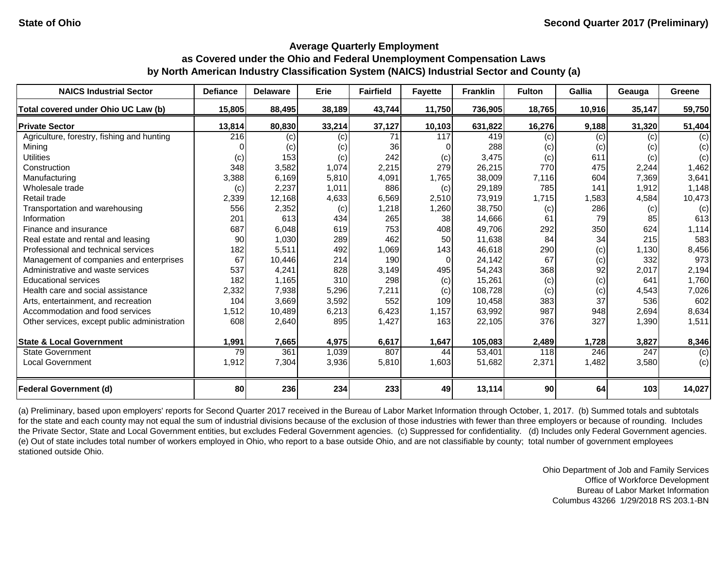State of Ohio

Second Quarter 2017 (Preliminary)

## Average Quarterly Employment
## as Covered under the Ohio and Federal Unemployment Compensation Laws
## by North American Industry Classification System (NAICS) Industrial Sector and County (a)

| NAICS Industrial Sector | Defiance | Delaware | Erie | Fairfield | Fayette | Franklin | Fulton | Gallia | Geauga | Greene |
|---|---|---|---|---|---|---|---|---|---|---|
| **Total covered under Ohio UC Law (b)** | **15,805** | **88,495** | **38,189** | **43,744** | **11,750** | **736,905** | **18,765** | **10,916** | **35,147** | **59,750** |
| **Private Sector** | **13,814** | **80,830** | **33,214** | **37,127** | **10,103** | **631,822** | **16,276** | **9,188** | **31,320** | **51,404** |
| Agriculture, forestry, fishing and hunting | 216 | (c) | (c) | 71 | 117 | 419 | (c) | (c) | (c) | (c) |
| Mining | 0 | (c) | (c) | 36 | 0 | 288 | (c) | (c) | (c) | (c) |
| Utilities | (c) | 153 | (c) | 242 | (c) | 3,475 | (c) | 611 | (c) | (c) |
| Construction | 348 | 3,582 | 1,074 | 2,215 | 279 | 26,215 | 770 | 475 | 2,244 | 1,462 |
| Manufacturing | 3,388 | 6,169 | 5,810 | 4,091 | 1,765 | 38,009 | 7,116 | 604 | 7,369 | 3,641 |
| Wholesale trade | (c) | 2,237 | 1,011 | 886 | (c) | 29,189 | 785 | 141 | 1,912 | 1,148 |
| Retail trade | 2,339 | 12,168 | 4,633 | 6,569 | 2,510 | 73,919 | 1,715 | 1,583 | 4,584 | 10,473 |
| Transportation and warehousing | 556 | 2,352 | (c) | 1,218 | 1,260 | 38,750 | (c) | 286 | (c) | (c) |
| Information | 201 | 613 | 434 | 265 | 38 | 14,666 | 61 | 79 | 85 | 613 |
| Finance and insurance | 687 | 6,048 | 619 | 753 | 408 | 49,706 | 292 | 350 | 624 | 1,114 |
| Real estate and rental and leasing | 90 | 1,030 | 289 | 462 | 50 | 11,638 | 84 | 34 | 215 | 583 |
| Professional and technical services | 182 | 5,511 | 492 | 1,069 | 143 | 46,618 | 290 | (c) | 1,130 | 8,456 |
| Management of companies and enterprises | 67 | 10,446 | 214 | 190 | 0 | 24,142 | 67 | (c) | 332 | 973 |
| Administrative and waste services | 537 | 4,241 | 828 | 3,149 | 495 | 54,243 | 368 | 92 | 2,017 | 2,194 |
| Educational services | 182 | 1,165 | 310 | 298 | (c) | 15,261 | (c) | (c) | 641 | 1,760 |
| Health care and social assistance | 2,332 | 7,938 | 5,296 | 7,211 | (c) | 108,728 | (c) | (c) | 4,543 | 7,026 |
| Arts, entertainment, and recreation | 104 | 3,669 | 3,592 | 552 | 109 | 10,458 | 383 | 37 | 536 | 602 |
| Accommodation and food services | 1,512 | 10,489 | 6,213 | 6,423 | 1,157 | 63,992 | 987 | 948 | 2,694 | 8,634 |
| Other services, except public administration | 608 | 2,640 | 895 | 1,427 | 163 | 22,105 | 376 | 327 | 1,390 | 1,511 |
| **State & Local Government** | **1,991** | **7,665** | **4,975** | **6,617** | **1,647** | **105,083** | **2,489** | **1,728** | **3,827** | **8,346** |
| State Government | 79 | 361 | 1,039 | 807 | 44 | 53,401 | 118 | 246 | 247 | (c) |
| Local Government | 1,912 | 7,304 | 3,936 | 5,810 | 1,603 | 51,682 | 2,371 | 1,482 | 3,580 | (c) |
| **Federal Government (d)** | **80** | **236** | **234** | **233** | **49** | **13,114** | **90** | **64** | **103** | **14,027** |

(a) Preliminary, based upon employers' reports for Second Quarter 2017 received in the Bureau of Labor Market Information through October, 1, 2017. (b) Summed totals and subtotals for the state and each county may not equal the sum of industrial divisions because of the exclusion of those industries with fewer than three employers or because of rounding. Includes the Private Sector, State and Local Government entities, but excludes Federal Government agencies. (c) Suppressed for confidentiality. (d) Includes only Federal Government agencies. (e) Out of state includes total number of workers employed in Ohio, who report to a base outside Ohio, and are not classifiable by county; total number of government employees stationed outside Ohio.

Ohio Department of Job and Family Services
Office of Workforce Development
Bureau of Labor Market Information
Columbus 43266 1/29/2018 RS 203.1-BN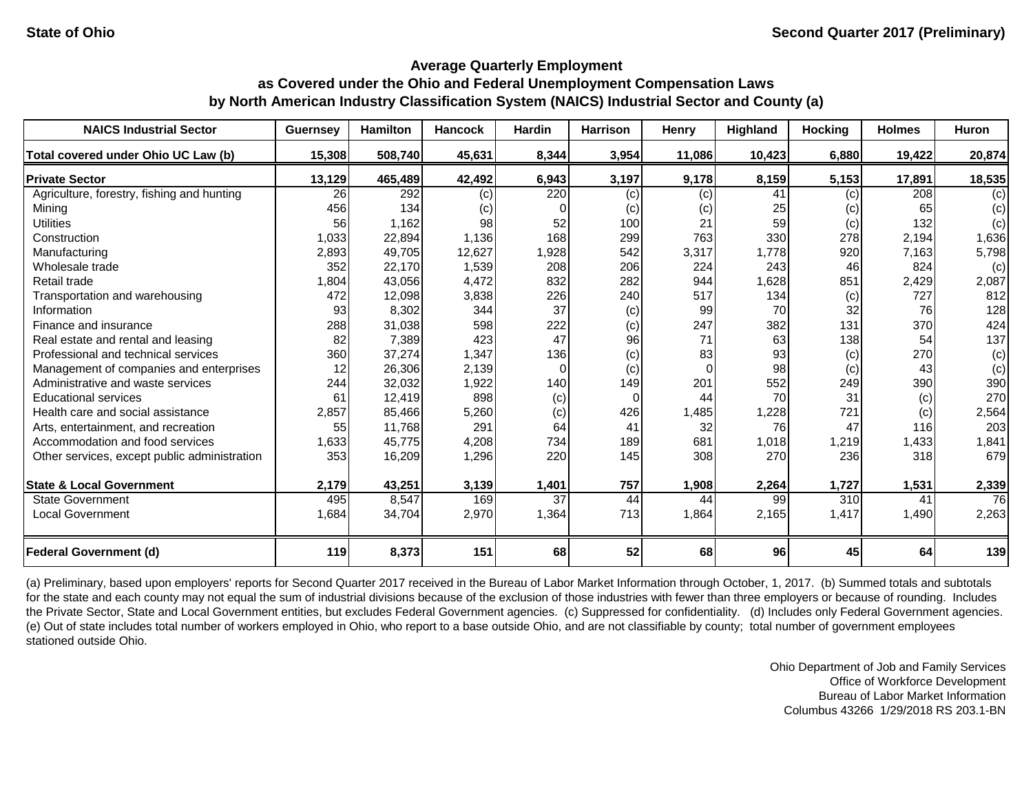State of Ohio — Second Quarter 2017 (Preliminary)

## Average Quarterly Employment
## as Covered under the Ohio and Federal Unemployment Compensation Laws
## by North American Industry Classification System (NAICS) Industrial Sector and County (a)

| NAICS Industrial Sector | Guernsey | Hamilton | Hancock | Hardin | Harrison | Henry | Highland | Hocking | Holmes | Huron |
|---|---|---|---|---|---|---|---|---|---|---|
| **Total covered under Ohio UC Law (b)** | **15,308** | **508,740** | **45,631** | **8,344** | **3,954** | **11,086** | **10,423** | **6,880** | **19,422** | **20,874** |
| **Private Sector** | **13,129** | **465,489** | **42,492** | **6,943** | **3,197** | **9,178** | **8,159** | **5,153** | **17,891** | **18,535** |
| Agriculture, forestry, fishing and hunting | 26 | 292 | (c) | 220 | (c) | (c) | 41 | (c) | 208 | (c) |
| Mining | 456 | 134 | (c) | 0 | (c) | (c) | 25 | (c) | 65 | (c) |
| Utilities | 56 | 1,162 | 98 | 52 | 100 | 21 | 59 | (c) | 132 | (c) |
| Construction | 1,033 | 22,894 | 1,136 | 168 | 299 | 763 | 330 | 278 | 2,194 | 1,636 |
| Manufacturing | 2,893 | 49,705 | 12,627 | 1,928 | 542 | 3,317 | 1,778 | 920 | 7,163 | 5,798 |
| Wholesale trade | 352 | 22,170 | 1,539 | 208 | 206 | 224 | 243 | 46 | 824 | (c) |
| Retail trade | 1,804 | 43,056 | 4,472 | 832 | 282 | 944 | 1,628 | 851 | 2,429 | 2,087 |
| Transportation and warehousing | 472 | 12,098 | 3,838 | 226 | 240 | 517 | 134 | (c) | 727 | 812 |
| Information | 93 | 8,302 | 344 | 37 | (c) | 99 | 70 | 32 | 76 | 128 |
| Finance and insurance | 288 | 31,038 | 598 | 222 | (c) | 247 | 382 | 131 | 370 | 424 |
| Real estate and rental and leasing | 82 | 7,389 | 423 | 47 | 96 | 71 | 63 | 138 | 54 | 137 |
| Professional and technical services | 360 | 37,274 | 1,347 | 136 | (c) | 83 | 93 | (c) | 270 | (c) |
| Management of companies and enterprises | 12 | 26,306 | 2,139 | 0 | (c) | 0 | 98 | (c) | 43 | (c) |
| Administrative and waste services | 244 | 32,032 | 1,922 | 140 | 149 | 201 | 552 | 249 | 390 | 390 |
| Educational services | 61 | 12,419 | 898 | (c) | 0 | 44 | 70 | 31 | (c) | 270 |
| Health care and social assistance | 2,857 | 85,466 | 5,260 | (c) | 426 | 1,485 | 1,228 | 721 | (c) | 2,564 |
| Arts, entertainment, and recreation | 55 | 11,768 | 291 | 64 | 41 | 32 | 76 | 47 | 116 | 203 |
| Accommodation and food services | 1,633 | 45,775 | 4,208 | 734 | 189 | 681 | 1,018 | 1,219 | 1,433 | 1,841 |
| Other services, except public administration | 353 | 16,209 | 1,296 | 220 | 145 | 308 | 270 | 236 | 318 | 679 |
| **State & Local Government** | **2,179** | **43,251** | **3,139** | **1,401** | **757** | **1,908** | **2,264** | **1,727** | **1,531** | **2,339** |
| State Government | 495 | 8,547 | 169 | 37 | 44 | 44 | 99 | 310 | 41 | 76 |
| Local Government | 1,684 | 34,704 | 2,970 | 1,364 | 713 | 1,864 | 2,165 | 1,417 | 1,490 | 2,263 |
| **Federal Government (d)** | **119** | **8,373** | **151** | **68** | **52** | **68** | **96** | **45** | **64** | **139** |

(a) Preliminary, based upon employers' reports for Second Quarter 2017 received in the Bureau of Labor Market Information through October, 1, 2017. (b) Summed totals and subtotals for the state and each county may not equal the sum of industrial divisions because of the exclusion of those industries with fewer than three employers or because of rounding. Includes the Private Sector, State and Local Government entities, but excludes Federal Government agencies. (c) Suppressed for confidentiality. (d) Includes only Federal Government agencies. (e) Out of state includes total number of workers employed in Ohio, who report to a base outside Ohio, and are not classifiable by county; total number of government employees stationed outside Ohio.

Ohio Department of Job and Family Services
Office of Workforce Development
Bureau of Labor Market Information
Columbus 43266 1/29/2018 RS 203.1-BN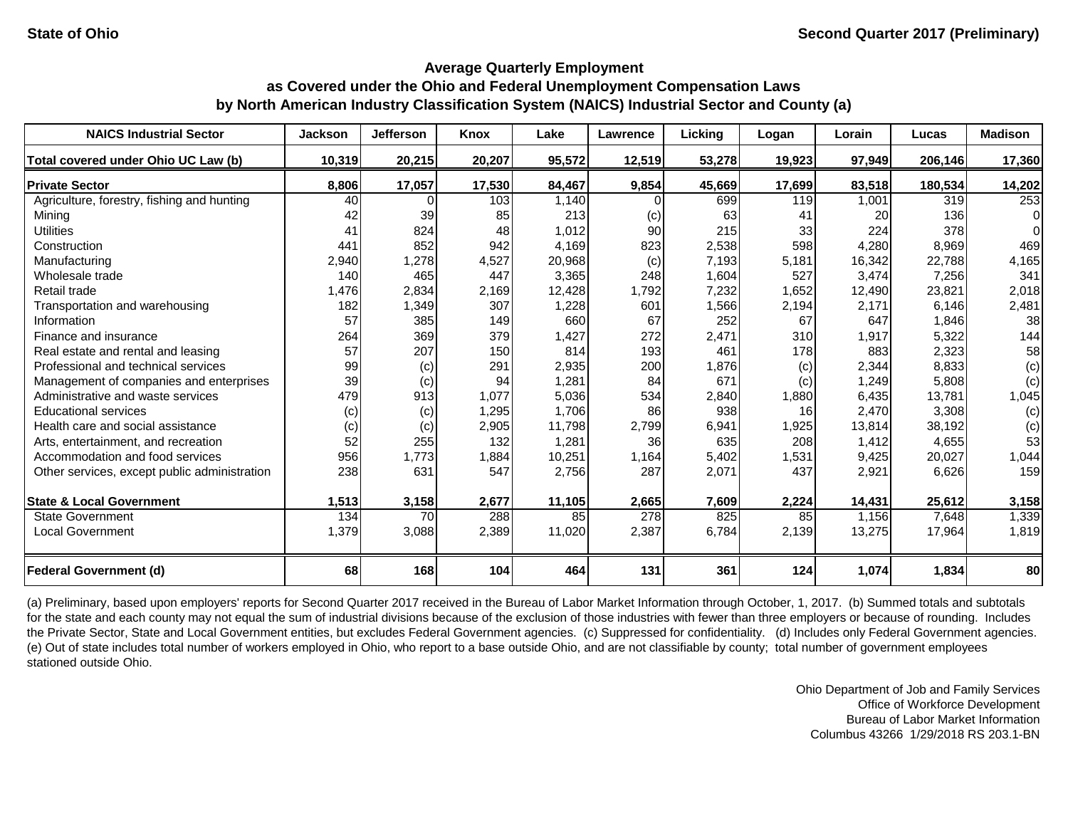State of Ohio — Second Quarter 2017 (Preliminary)

## Average Quarterly Employment as Covered under the Ohio and Federal Unemployment Compensation Laws by North American Industry Classification System (NAICS) Industrial Sector and County (a)

| NAICS Industrial Sector | Jackson | Jefferson | Knox | Lake | Lawrence | Licking | Logan | Lorain | Lucas | Madison |
|---|---|---|---|---|---|---|---|---|---|---|
| **Total covered under Ohio UC Law (b)** | **10,319** | **20,215** | **20,207** | **95,572** | **12,519** | **53,278** | **19,923** | **97,949** | **206,146** | **17,360** |
| **Private Sector** | **8,806** | **17,057** | **17,530** | **84,467** | **9,854** | **45,669** | **17,699** | **83,518** | **180,534** | **14,202** |
| Agriculture, forestry, fishing and hunting | 40 | 0 | 103 | 1,140 | 0 | 699 | 119 | 1,001 | 319 | 253 |
| Mining | 42 | 39 | 85 | 213 | (c) | 63 | 41 | 20 | 136 | 0 |
| Utilities | 41 | 824 | 48 | 1,012 | 90 | 215 | 33 | 224 | 378 | 0 |
| Construction | 441 | 852 | 942 | 4,169 | 823 | 2,538 | 598 | 4,280 | 8,969 | 469 |
| Manufacturing | 2,940 | 1,278 | 4,527 | 20,968 | (c) | 7,193 | 5,181 | 16,342 | 22,788 | 4,165 |
| Wholesale trade | 140 | 465 | 447 | 3,365 | 248 | 1,604 | 527 | 3,474 | 7,256 | 341 |
| Retail trade | 1,476 | 2,834 | 2,169 | 12,428 | 1,792 | 7,232 | 1,652 | 12,490 | 23,821 | 2,018 |
| Transportation and warehousing | 182 | 1,349 | 307 | 1,228 | 601 | 1,566 | 2,194 | 2,171 | 6,146 | 2,481 |
| Information | 57 | 385 | 149 | 660 | 67 | 252 | 67 | 647 | 1,846 | 38 |
| Finance and insurance | 264 | 369 | 379 | 1,427 | 272 | 2,471 | 310 | 1,917 | 5,322 | 144 |
| Real estate and rental and leasing | 57 | 207 | 150 | 814 | 193 | 461 | 178 | 883 | 2,323 | 58 |
| Professional and technical services | 99 | (c) | 291 | 2,935 | 200 | 1,876 | (c) | 2,344 | 8,833 | (c) |
| Management of companies and enterprises | 39 | (c) | 94 | 1,281 | 84 | 671 | (c) | 1,249 | 5,808 | (c) |
| Administrative and waste services | 479 | 913 | 1,077 | 5,036 | 534 | 2,840 | 1,880 | 6,435 | 13,781 | 1,045 |
| Educational services | (c) | (c) | 1,295 | 1,706 | 86 | 938 | 16 | 2,470 | 3,308 | (c) |
| Health care and social assistance | (c) | (c) | 2,905 | 11,798 | 2,799 | 6,941 | 1,925 | 13,814 | 38,192 | (c) |
| Arts, entertainment, and recreation | 52 | 255 | 132 | 1,281 | 36 | 635 | 208 | 1,412 | 4,655 | 53 |
| Accommodation and food services | 956 | 1,773 | 1,884 | 10,251 | 1,164 | 5,402 | 1,531 | 9,425 | 20,027 | 1,044 |
| Other services, except public administration | 238 | 631 | 547 | 2,756 | 287 | 2,071 | 437 | 2,921 | 6,626 | 159 |
| **State & Local Government** | **1,513** | **3,158** | **2,677** | **11,105** | **2,665** | **7,609** | **2,224** | **14,431** | **25,612** | **3,158** |
| State Government | 134 | 70 | 288 | 85 | 278 | 825 | 85 | 1,156 | 7,648 | 1,339 |
| Local Government | 1,379 | 3,088 | 2,389 | 11,020 | 2,387 | 6,784 | 2,139 | 13,275 | 17,964 | 1,819 |
| **Federal Government (d)** | **68** | **168** | **104** | **464** | **131** | **361** | **124** | **1,074** | **1,834** | **80** |

(a) Preliminary, based upon employers' reports for Second Quarter 2017 received in the Bureau of Labor Market Information through October, 1, 2017. (b) Summed totals and subtotals for the state and each county may not equal the sum of industrial divisions because of the exclusion of those industries with fewer than three employers or because of rounding. Includes the Private Sector, State and Local Government entities, but excludes Federal Government agencies. (c) Suppressed for confidentiality. (d) Includes only Federal Government agencies. (e) Out of state includes total number of workers employed in Ohio, who report to a base outside Ohio, and are not classifiable by county; total number of government employees stationed outside Ohio.

Ohio Department of Job and Family Services
Office of Workforce Development
Bureau of Labor Market Information
Columbus 43266 1/29/2018 RS 203.1-BN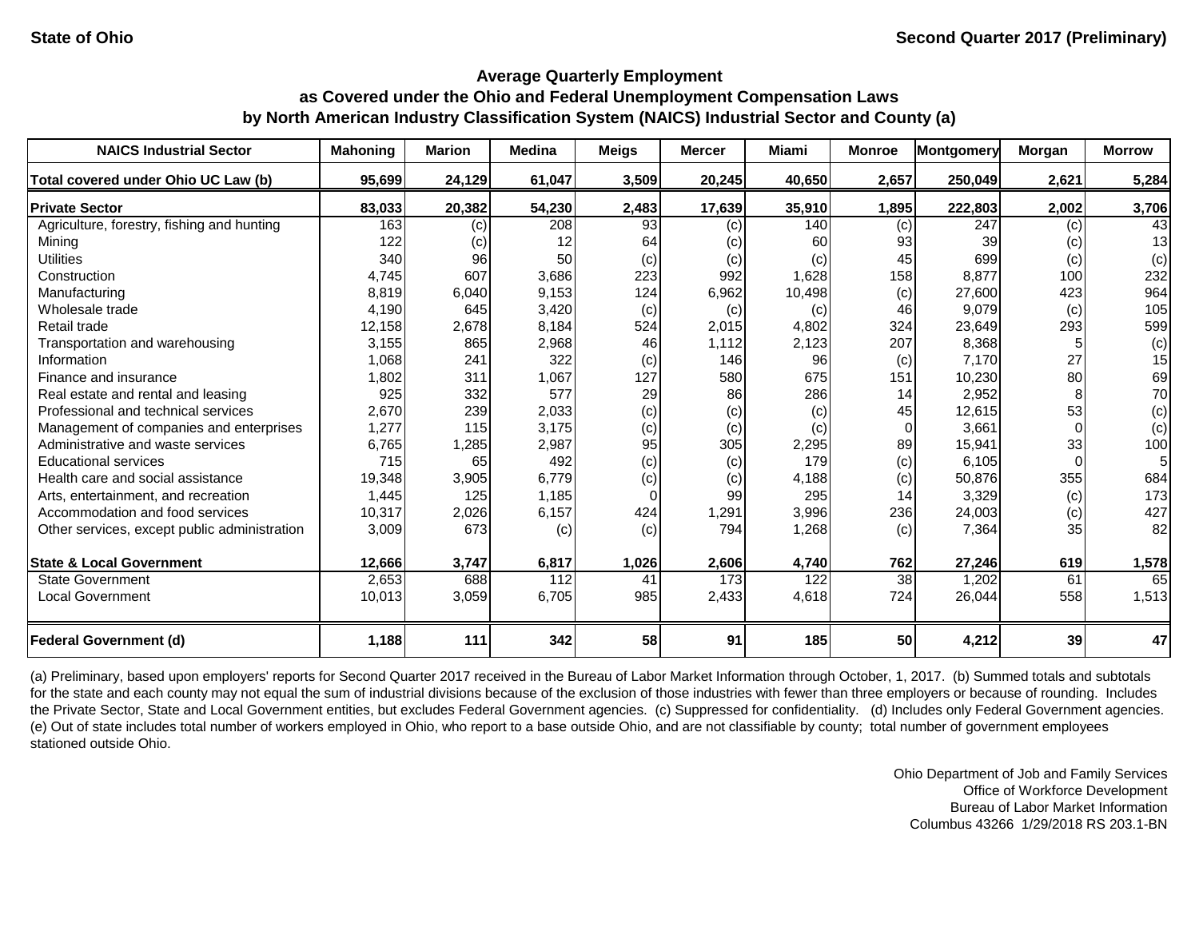State of Ohio

Second Quarter 2017 (Preliminary)

## Average Quarterly Employment as Covered under the Ohio and Federal Unemployment Compensation Laws by North American Industry Classification System (NAICS) Industrial Sector and County (a)

| NAICS Industrial Sector | Mahoning | Marion | Medina | Meigs | Mercer | Miami | Monroe | Montgomery | Morgan | Morrow |
|---|---|---|---|---|---|---|---|---|---|---|
| **Total covered under Ohio UC Law (b)** | **95,699** | **24,129** | **61,047** | **3,509** | **20,245** | **40,650** | **2,657** | **250,049** | **2,621** | **5,284** |
| **Private Sector** | **83,033** | **20,382** | **54,230** | **2,483** | **17,639** | **35,910** | **1,895** | **222,803** | **2,002** | **3,706** |
| Agriculture, forestry, fishing and hunting | 163 | (c) | 208 | 93 | (c) | 140 | (c) | 247 | (c) | 43 |
| Mining | 122 | (c) | 12 | 64 | (c) | 60 | 93 | 39 | (c) | 13 |
| Utilities | 340 | 96 | 50 | (c) | (c) | (c) | 45 | 699 | (c) | (c) |
| Construction | 4,745 | 607 | 3,686 | 223 | 992 | 1,628 | 158 | 8,877 | 100 | 232 |
| Manufacturing | 8,819 | 6,040 | 9,153 | 124 | 6,962 | 10,498 | (c) | 27,600 | 423 | 964 |
| Wholesale trade | 4,190 | 645 | 3,420 | (c) | (c) | (c) | 46 | 9,079 | (c) | 105 |
| Retail trade | 12,158 | 2,678 | 8,184 | 524 | 2,015 | 4,802 | 324 | 23,649 | 293 | 599 |
| Transportation and warehousing | 3,155 | 865 | 2,968 | 46 | 1,112 | 2,123 | 207 | 8,368 | 5 | (c) |
| Information | 1,068 | 241 | 322 | (c) | 146 | 96 | (c) | 7,170 | 27 | 15 |
| Finance and insurance | 1,802 | 311 | 1,067 | 127 | 580 | 675 | 151 | 10,230 | 80 | 69 |
| Real estate and rental and leasing | 925 | 332 | 577 | 29 | 86 | 286 | 14 | 2,952 | 8 | 70 |
| Professional and technical services | 2,670 | 239 | 2,033 | (c) | (c) | (c) | 45 | 12,615 | 53 | (c) |
| Management of companies and enterprises | 1,277 | 115 | 3,175 | (c) | (c) | (c) | 0 | 3,661 | 0 | (c) |
| Administrative and waste services | 6,765 | 1,285 | 2,987 | 95 | 305 | 2,295 | 89 | 15,941 | 33 | 100 |
| Educational services | 715 | 65 | 492 | (c) | (c) | 179 | (c) | 6,105 | 0 | 5 |
| Health care and social assistance | 19,348 | 3,905 | 6,779 | (c) | (c) | 4,188 | (c) | 50,876 | 355 | 684 |
| Arts, entertainment, and recreation | 1,445 | 125 | 1,185 | 0 | 99 | 295 | 14 | 3,329 | (c) | 173 |
| Accommodation and food services | 10,317 | 2,026 | 6,157 | 424 | 1,291 | 3,996 | 236 | 24,003 | (c) | 427 |
| Other services, except public administration | 3,009 | 673 | (c) | (c) | 794 | 1,268 | (c) | 7,364 | 35 | 82 |
| **State & Local Government** | **12,666** | **3,747** | **6,817** | **1,026** | **2,606** | **4,740** | **762** | **27,246** | **619** | **1,578** |
| State Government | 2,653 | 688 | 112 | 41 | 173 | 122 | 38 | 1,202 | 61 | 65 |
| Local Government | 10,013 | 3,059 | 6,705 | 985 | 2,433 | 4,618 | 724 | 26,044 | 558 | 1,513 |
| **Federal Government (d)** | **1,188** | **111** | **342** | **58** | **91** | **185** | **50** | **4,212** | **39** | **47** |

(a) Preliminary, based upon employers' reports for Second Quarter 2017 received in the Bureau of Labor Market Information through October, 1, 2017. (b) Summed totals and subtotals for the state and each county may not equal the sum of industrial divisions because of the exclusion of those industries with fewer than three employers or because of rounding. Includes the Private Sector, State and Local Government entities, but excludes Federal Government agencies. (c) Suppressed for confidentiality. (d) Includes only Federal Government agencies. (e) Out of state includes total number of workers employed in Ohio, who report to a base outside Ohio, and are not classifiable by county; total number of government employees stationed outside Ohio.

Ohio Department of Job and Family Services
Office of Workforce Development
Bureau of Labor Market Information
Columbus 43266 1/29/2018 RS 203.1-BN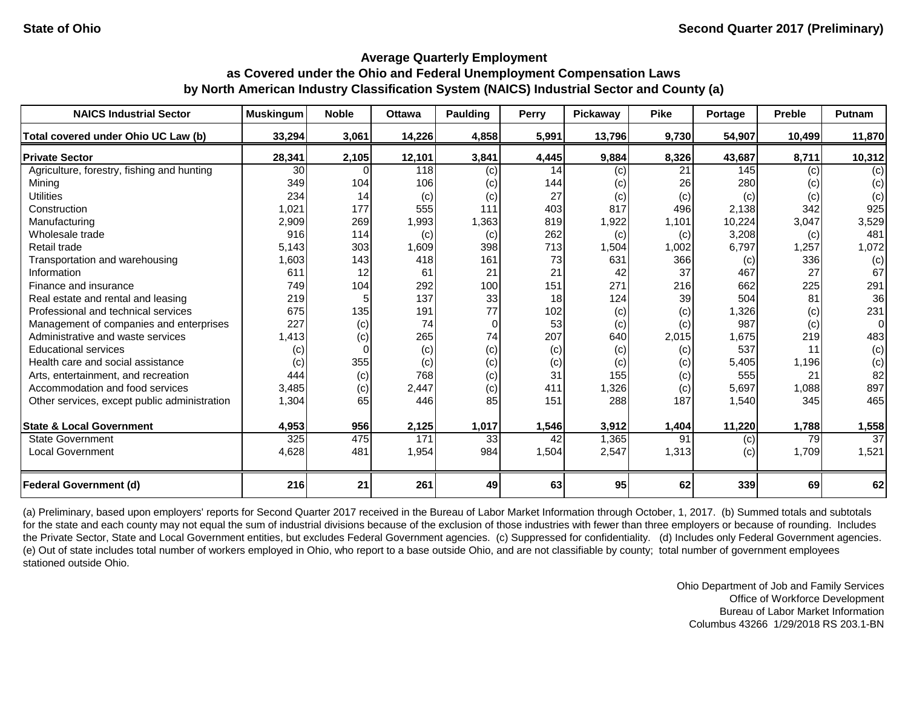State of Ohio

Second Quarter 2017 (Preliminary)

## Average Quarterly Employment as Covered under the Ohio and Federal Unemployment Compensation Laws by North American Industry Classification System (NAICS) Industrial Sector and County (a)

| NAICS Industrial Sector | Muskingum | Noble | Ottawa | Paulding | Perry | Pickaway | Pike | Portage | Preble | Putnam |
|---|---|---|---|---|---|---|---|---|---|---|
| **Total covered under Ohio UC Law (b)** | **33,294** | **3,061** | **14,226** | **4,858** | **5,991** | **13,796** | **9,730** | **54,907** | **10,499** | **11,870** |
| **Private Sector** | **28,341** | **2,105** | **12,101** | **3,841** | **4,445** | **9,884** | **8,326** | **43,687** | **8,711** | **10,312** |
| Agriculture, forestry, fishing and hunting | 30 | 0 | 118 | (c) | 14 | (c) | 21 | 145 | (c) | (c) |
| Mining | 349 | 104 | 106 | (c) | 144 | (c) | 26 | 280 | (c) | (c) |
| Utilities | 234 | 14 | (c) | (c) | 27 | (c) | (c) | (c) | (c) | (c) |
| Construction | 1,021 | 177 | 555 | 111 | 403 | 817 | 496 | 2,138 | 342 | 925 |
| Manufacturing | 2,909 | 269 | 1,993 | 1,363 | 819 | 1,922 | 1,101 | 10,224 | 3,047 | 3,529 |
| Wholesale trade | 916 | 114 | (c) | (c) | 262 | (c) | (c) | 3,208 | (c) | 481 |
| Retail trade | 5,143 | 303 | 1,609 | 398 | 713 | 1,504 | 1,002 | 6,797 | 1,257 | 1,072 |
| Transportation and warehousing | 1,603 | 143 | 418 | 161 | 73 | 631 | 366 | (c) | 336 | (c) |
| Information | 611 | 12 | 61 | 21 | 21 | 42 | 37 | 467 | 27 | 67 |
| Finance and insurance | 749 | 104 | 292 | 100 | 151 | 271 | 216 | 662 | 225 | 291 |
| Real estate and rental and leasing | 219 | 5 | 137 | 33 | 18 | 124 | 39 | 504 | 81 | 36 |
| Professional and technical services | 675 | 135 | 191 | 77 | 102 | (c) | (c) | 1,326 | (c) | 231 |
| Management of companies and enterprises | 227 | (c) | 74 | 0 | 53 | (c) | (c) | 987 | (c) | 0 |
| Administrative and waste services | 1,413 | (c) | 265 | 74 | 207 | 640 | 2,015 | 1,675 | 219 | 483 |
| Educational services | (c) | 0 | (c) | (c) | (c) | (c) | (c) | 537 | 11 | (c) |
| Health care and social assistance | (c) | 355 | (c) | (c) | (c) | (c) | (c) | 5,405 | 1,196 | (c) |
| Arts, entertainment, and recreation | 444 | (c) | 768 | (c) | 31 | 155 | (c) | 555 | 21 | 82 |
| Accommodation and food services | 3,485 | (c) | 2,447 | (c) | 411 | 1,326 | (c) | 5,697 | 1,088 | 897 |
| Other services, except public administration | 1,304 | 65 | 446 | 85 | 151 | 288 | 187 | 1,540 | 345 | 465 |
| **State & Local Government** | **4,953** | **956** | **2,125** | **1,017** | **1,546** | **3,912** | **1,404** | **11,220** | **1,788** | **1,558** |
| State Government | 325 | 475 | 171 | 33 | 42 | 1,365 | 91 | (c) | 79 | 37 |
| Local Government | 4,628 | 481 | 1,954 | 984 | 1,504 | 2,547 | 1,313 | (c) | 1,709 | 1,521 |
| **Federal Government (d)** | **216** | **21** | **261** | **49** | **63** | **95** | **62** | **339** | **69** | **62** |

(a) Preliminary, based upon employers' reports for Second Quarter 2017 received in the Bureau of Labor Market Information through October, 1, 2017. (b) Summed totals and subtotals for the state and each county may not equal the sum of industrial divisions because of the exclusion of those industries with fewer than three employers or because of rounding. Includes the Private Sector, State and Local Government entities, but excludes Federal Government agencies. (c) Suppressed for confidentiality. (d) Includes only Federal Government agencies. (e) Out of state includes total number of workers employed in Ohio, who report to a base outside Ohio, and are not classifiable by county; total number of government employees stationed outside Ohio.

Ohio Department of Job and Family Services
Office of Workforce Development
Bureau of Labor Market Information
Columbus 43266 1/29/2018 RS 203.1-BN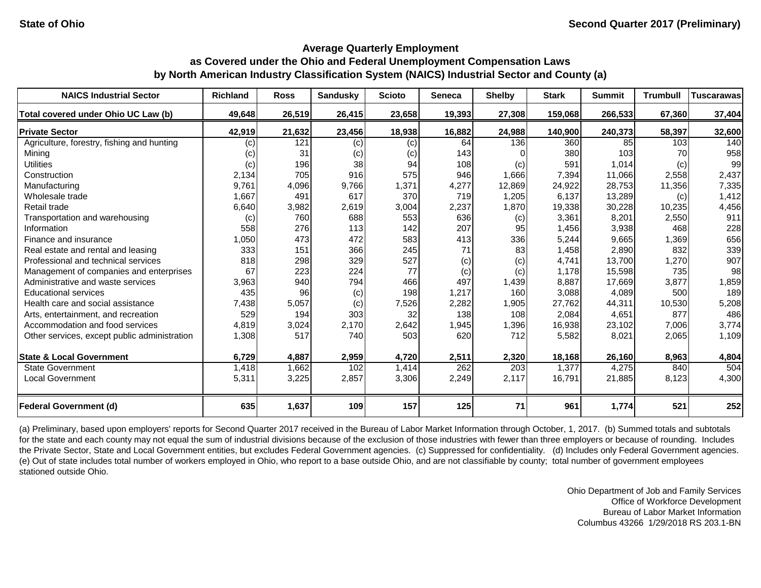State of Ohio — Second Quarter 2017 (Preliminary)

## Average Quarterly Employment as Covered under the Ohio and Federal Unemployment Compensation Laws by North American Industry Classification System (NAICS) Industrial Sector and County (a)

| NAICS Industrial Sector | Richland | Ross | Sandusky | Scioto | Seneca | Shelby | Stark | Summit | Trumbull | Tuscarawas |
|---|---|---|---|---|---|---|---|---|---|---|
| **Total covered under Ohio UC Law (b)** | **49,648** | **26,519** | **26,415** | **23,658** | **19,393** | **27,308** | **159,068** | **266,533** | **67,360** | **37,404** |
| **Private Sector** | **42,919** | **21,632** | **23,456** | **18,938** | **16,882** | **24,988** | **140,900** | **240,373** | **58,397** | **32,600** |
| Agriculture, forestry, fishing and hunting | (c) | 121 | (c) | (c) | 64 | 136 | 360 | 85 | 103 | 140 |
| Mining | (c) | 31 | (c) | (c) | 143 | 0 | 380 | 103 | 70 | 958 |
| Utilities | (c) | 196 | 38 | 94 | 108 | (c) | 591 | 1,014 | (c) | 99 |
| Construction | 2,134 | 705 | 916 | 575 | 946 | 1,666 | 7,394 | 11,066 | 2,558 | 2,437 |
| Manufacturing | 9,761 | 4,096 | 9,766 | 1,371 | 4,277 | 12,869 | 24,922 | 28,753 | 11,356 | 7,335 |
| Wholesale trade | 1,667 | 491 | 617 | 370 | 719 | 1,205 | 6,137 | 13,289 | (c) | 1,412 |
| Retail trade | 6,640 | 3,982 | 2,619 | 3,004 | 2,237 | 1,870 | 19,338 | 30,228 | 10,235 | 4,456 |
| Transportation and warehousing | (c) | 760 | 688 | 553 | 636 | (c) | 3,361 | 8,201 | 2,550 | 911 |
| Information | 558 | 276 | 113 | 142 | 207 | 95 | 1,456 | 3,938 | 468 | 228 |
| Finance and insurance | 1,050 | 473 | 472 | 583 | 413 | 336 | 5,244 | 9,665 | 1,369 | 656 |
| Real estate and rental and leasing | 333 | 151 | 366 | 245 | 71 | 83 | 1,458 | 2,890 | 832 | 339 |
| Professional and technical services | 818 | 298 | 329 | 527 | (c) | (c) | 4,741 | 13,700 | 1,270 | 907 |
| Management of companies and enterprises | 67 | 223 | 224 | 77 | (c) | (c) | 1,178 | 15,598 | 735 | 98 |
| Administrative and waste services | 3,963 | 940 | 794 | 466 | 497 | 1,439 | 8,887 | 17,669 | 3,877 | 1,859 |
| Educational services | 435 | 96 | (c) | 198 | 1,217 | 160 | 3,088 | 4,089 | 500 | 189 |
| Health care and social assistance | 7,438 | 5,057 | (c) | 7,526 | 2,282 | 1,905 | 27,762 | 44,311 | 10,530 | 5,208 |
| Arts, entertainment, and recreation | 529 | 194 | 303 | 32 | 138 | 108 | 2,084 | 4,651 | 877 | 486 |
| Accommodation and food services | 4,819 | 3,024 | 2,170 | 2,642 | 1,945 | 1,396 | 16,938 | 23,102 | 7,006 | 3,774 |
| Other services, except public administration | 1,308 | 517 | 740 | 503 | 620 | 712 | 5,582 | 8,021 | 2,065 | 1,109 |
| **State & Local Government** | **6,729** | **4,887** | **2,959** | **4,720** | **2,511** | **2,320** | **18,168** | **26,160** | **8,963** | **4,804** |
| State Government | 1,418 | 1,662 | 102 | 1,414 | 262 | 203 | 1,377 | 4,275 | 840 | 504 |
| Local Government | 5,311 | 3,225 | 2,857 | 3,306 | 2,249 | 2,117 | 16,791 | 21,885 | 8,123 | 4,300 |
| **Federal Government (d)** | **635** | **1,637** | **109** | **157** | **125** | **71** | **961** | **1,774** | **521** | **252** |

(a) Preliminary, based upon employers' reports for Second Quarter 2017 received in the Bureau of Labor Market Information through October, 1, 2017. (b) Summed totals and subtotals for the state and each county may not equal the sum of industrial divisions because of the exclusion of those industries with fewer than three employers or because of rounding. Includes the Private Sector, State and Local Government entities, but excludes Federal Government agencies. (c) Suppressed for confidentiality. (d) Includes only Federal Government agencies. (e) Out of state includes total number of workers employed in Ohio, who report to a base outside Ohio, and are not classifiable by county; total number of government employees stationed outside Ohio.

Ohio Department of Job and Family Services
Office of Workforce Development
Bureau of Labor Market Information
Columbus 43266 1/29/2018 RS 203.1-BN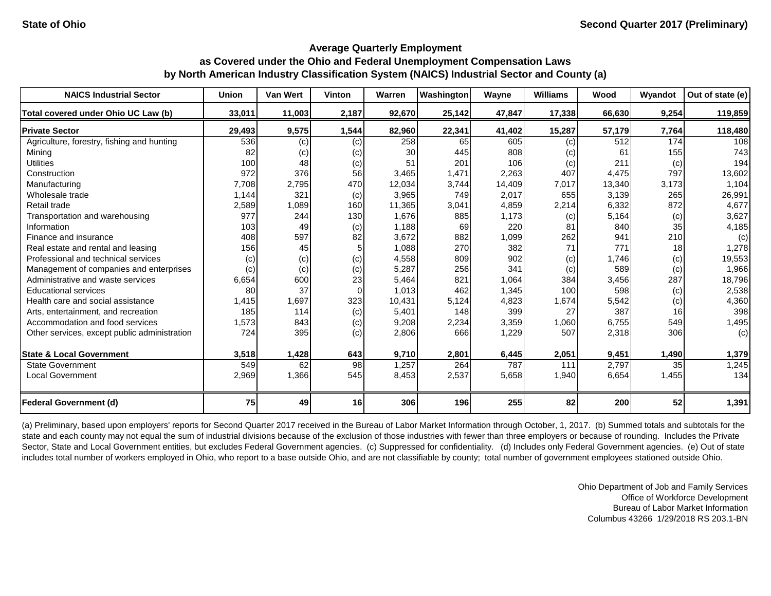State of Ohio

Second Quarter 2017 (Preliminary)

## Average Quarterly Employment
## as Covered under the Ohio and Federal Unemployment Compensation Laws
## by North American Industry Classification System (NAICS) Industrial Sector and County (a)

| NAICS Industrial Sector | Union | Van Wert | Vinton | Warren | Washington | Wayne | Williams | Wood | Wyandot | Out of state (e) |
|---|---|---|---|---|---|---|---|---|---|---|
| **Total covered under Ohio UC Law (b)** | **33,011** | **11,003** | **2,187** | **92,670** | **25,142** | **47,847** | **17,338** | **66,630** | **9,254** | **119,859** |
| **Private Sector** | **29,493** | **9,575** | **1,544** | **82,960** | **22,341** | **41,402** | **15,287** | **57,179** | **7,764** | **118,480** |
| Agriculture, forestry, fishing and hunting | 536 | (c) | (c) | 258 | 65 | 605 | (c) | 512 | 174 | 108 |
| Mining | 82 | (c) | (c) | 30 | 445 | 808 | (c) | 61 | 155 | 743 |
| Utilities | 100 | 48 | (c) | 51 | 201 | 106 | (c) | 211 | (c) | 194 |
| Construction | 972 | 376 | 56 | 3,465 | 1,471 | 2,263 | 407 | 4,475 | 797 | 13,602 |
| Manufacturing | 7,708 | 2,795 | 470 | 12,034 | 3,744 | 14,409 | 7,017 | 13,340 | 3,173 | 1,104 |
| Wholesale trade | 1,144 | 321 | (c) | 3,965 | 749 | 2,017 | 655 | 3,139 | 265 | 26,991 |
| Retail trade | 2,589 | 1,089 | 160 | 11,365 | 3,041 | 4,859 | 2,214 | 6,332 | 872 | 4,677 |
| Transportation and warehousing | 977 | 244 | 130 | 1,676 | 885 | 1,173 | (c) | 5,164 | (c) | 3,627 |
| Information | 103 | 49 | (c) | 1,188 | 69 | 220 | 81 | 840 | 35 | 4,185 |
| Finance and insurance | 408 | 597 | 82 | 3,672 | 882 | 1,099 | 262 | 941 | 210 | (c) |
| Real estate and rental and leasing | 156 | 45 | 5 | 1,088 | 270 | 382 | 71 | 771 | 18 | 1,278 |
| Professional and technical services | (c) | (c) | (c) | 4,558 | 809 | 902 | (c) | 1,746 | (c) | 19,553 |
| Management of companies and enterprises | (c) | (c) | (c) | 5,287 | 256 | 341 | (c) | 589 | (c) | 1,966 |
| Administrative and waste services | 6,654 | 600 | 23 | 5,464 | 821 | 1,064 | 384 | 3,456 | 287 | 18,796 |
| Educational services | 80 | 37 | 0 | 1,013 | 462 | 1,345 | 100 | 598 | (c) | 2,538 |
| Health care and social assistance | 1,415 | 1,697 | 323 | 10,431 | 5,124 | 4,823 | 1,674 | 5,542 | (c) | 4,360 |
| Arts, entertainment, and recreation | 185 | 114 | (c) | 5,401 | 148 | 399 | 27 | 387 | 16 | 398 |
| Accommodation and food services | 1,573 | 843 | (c) | 9,208 | 2,234 | 3,359 | 1,060 | 6,755 | 549 | 1,495 |
| Other services, except public administration | 724 | 395 | (c) | 2,806 | 666 | 1,229 | 507 | 2,318 | 306 | (c) |
| **State & Local Government** | **3,518** | **1,428** | **643** | **9,710** | **2,801** | **6,445** | **2,051** | **9,451** | **1,490** | **1,379** |
| State Government | 549 | 62 | 98 | 1,257 | 264 | 787 | 111 | 2,797 | 35 | 1,245 |
| Local Government | 2,969 | 1,366 | 545 | 8,453 | 2,537 | 5,658 | 1,940 | 6,654 | 1,455 | 134 |
| **Federal Government (d)** | **75** | **49** | **16** | **306** | **196** | **255** | **82** | **200** | **52** | **1,391** |

(a) Preliminary, based upon employers' reports for Second Quarter 2017 received in the Bureau of Labor Market Information through October, 1, 2017. (b) Summed totals and subtotals for the state and each county may not equal the sum of industrial divisions because of the exclusion of those industries with fewer than three employers or because of rounding. Includes the Private Sector, State and Local Government entities, but excludes Federal Government agencies. (c) Suppressed for confidentiality. (d) Includes only Federal Government agencies. (e) Out of state includes total number of workers employed in Ohio, who report to a base outside Ohio, and are not classifiable by county; total number of government employees stationed outside Ohio.

Ohio Department of Job and Family Services
Office of Workforce Development
Bureau of Labor Market Information
Columbus 43266 1/29/2018 RS 203.1-BN